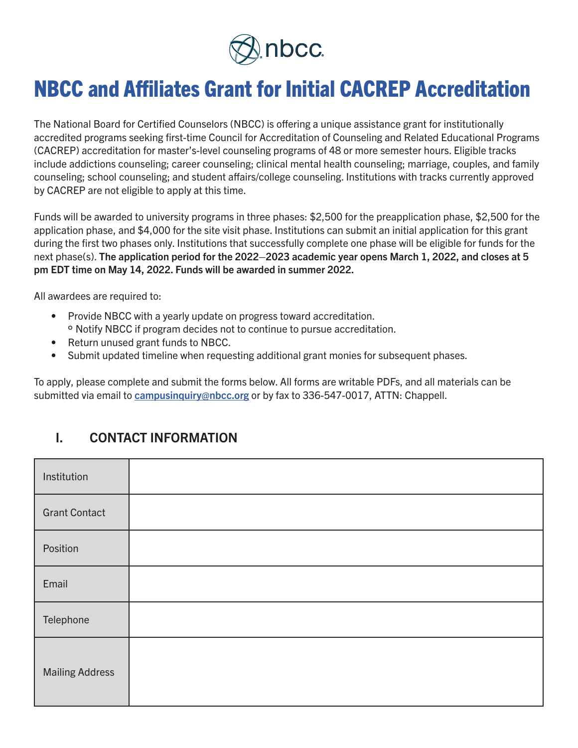# NBCC and Affiliates Grant for Initial CACREP Accreditation

The National Board for Certified Counselors (NBCC) is offering a unique assistance grant for institutionally accredited programs seeking first-time Council for Accreditation of Counseling and Related Educational Programs (CACREP) accreditation for master's-level counseling programs of 48 or more semester hours. Eligible tracks include addictions counseling; career counseling; clinical mental health counseling; marriage, couples, and family counseling; school counseling; and student affairs/college counseling. Institutions with tracks currently approved by CACREP are not eligible to apply at this time.

Funds will be awarded to university programs in three phases: $2,500 for the preapplication phase, $2,500 for the application phase, and $4,000 for the site visit phase. Institutions can submit an initial application for this grant during the first two phases only. Institutions that successfully complete one phase will be eligible for funds for the next phase(s). **The application period for the 2022–2023 academic year opens March 1, 2022, and closes at 5 pm EDT time on May 14, 2022. Funds will be awarded in summer 2022.**

All awardees are required to:

- Provide NBCC with a yearly update on progress toward accreditation.
  - Notify NBCC if program decides not to continue to pursue accreditation.
- Return unused grant funds to NBCC.
- Submit updated timeline when requesting additional grant monies for subsequent phases.

To apply, please complete and submit the forms below. All forms are writable PDFs, and all materials can be submitted via email to campusinquiry@nbcc.org or by fax to 336-547-0017, ATTN: Chappell.

## I. CONTACT INFORMATION

| | |
|---|---|
| Institution | |
| Grant Contact | |
| Position | |
| Email | |
| Telephone | |
| Mailing Address | |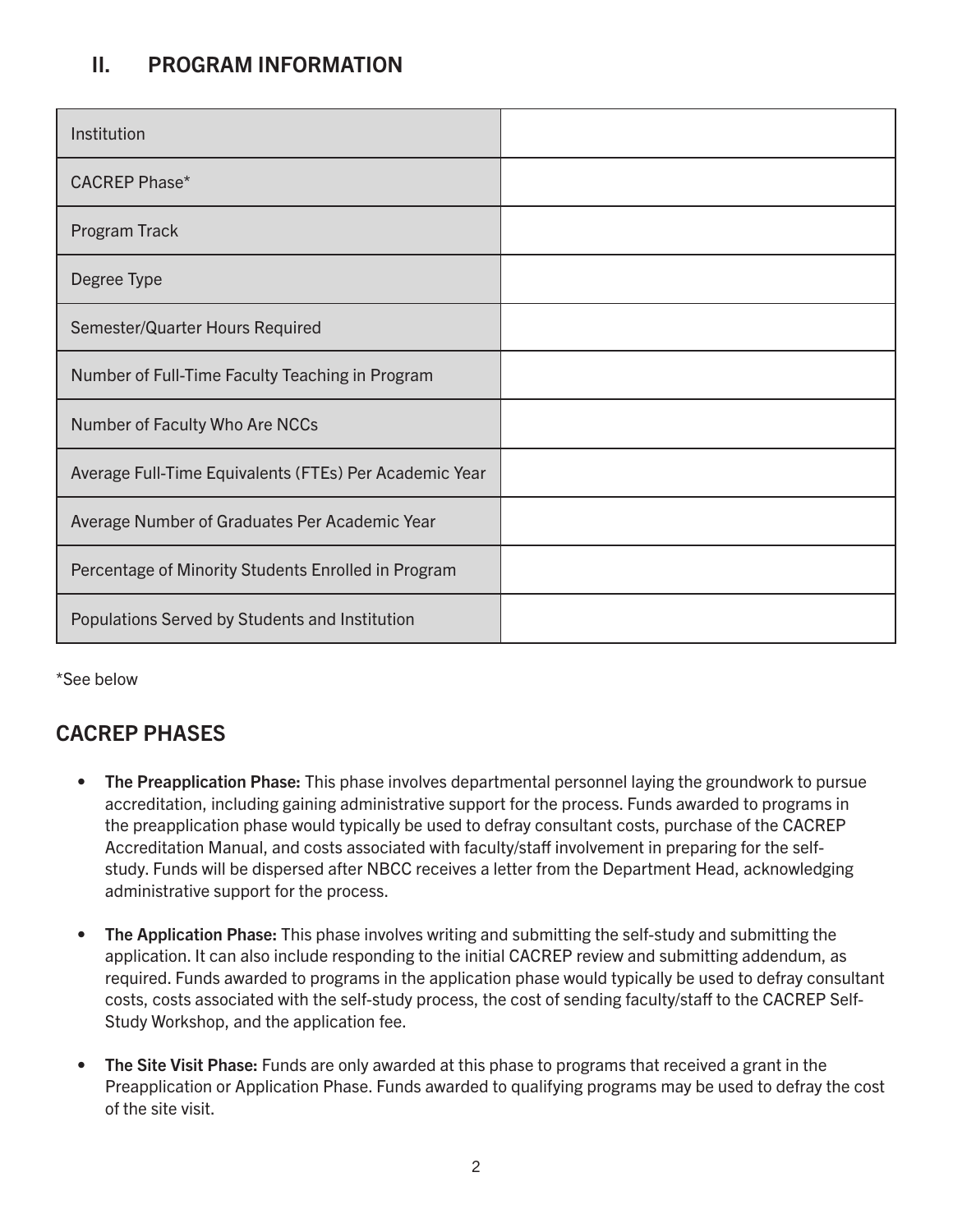## II. PROGRAM INFORMATION

| | |
|---|---|
| Institution | |
| CACREP Phase* | |
| Program Track | |
| Degree Type | |
| Semester/Quarter Hours Required | |
| Number of Full-Time Faculty Teaching in Program | |
| Number of Faculty Who Are NCCs | |
| Average Full-Time Equivalents (FTEs) Per Academic Year | |
| Average Number of Graduates Per Academic Year | |
| Percentage of Minority Students Enrolled in Program | |
| Populations Served by Students and Institution | |

*See below

## CACREP PHASES

- **The Preapplication Phase:** This phase involves departmental personnel laying the groundwork to pursue accreditation, including gaining administrative support for the process. Funds awarded to programs in the preapplication phase would typically be used to defray consultant costs, purchase of the CACREP Accreditation Manual, and costs associated with faculty/staff involvement in preparing for the self-study. Funds will be dispersed after NBCC receives a letter from the Department Head, acknowledging administrative support for the process.

- **The Application Phase:** This phase involves writing and submitting the self-study and submitting the application. It can also include responding to the initial CACREP review and submitting addendum, as required. Funds awarded to programs in the application phase would typically be used to defray consultant costs, costs associated with the self-study process, the cost of sending faculty/staff to the CACREP Self-Study Workshop, and the application fee.

- **The Site Visit Phase:** Funds are only awarded at this phase to programs that received a grant in the Preapplication or Application Phase. Funds awarded to qualifying programs may be used to defray the cost of the site visit.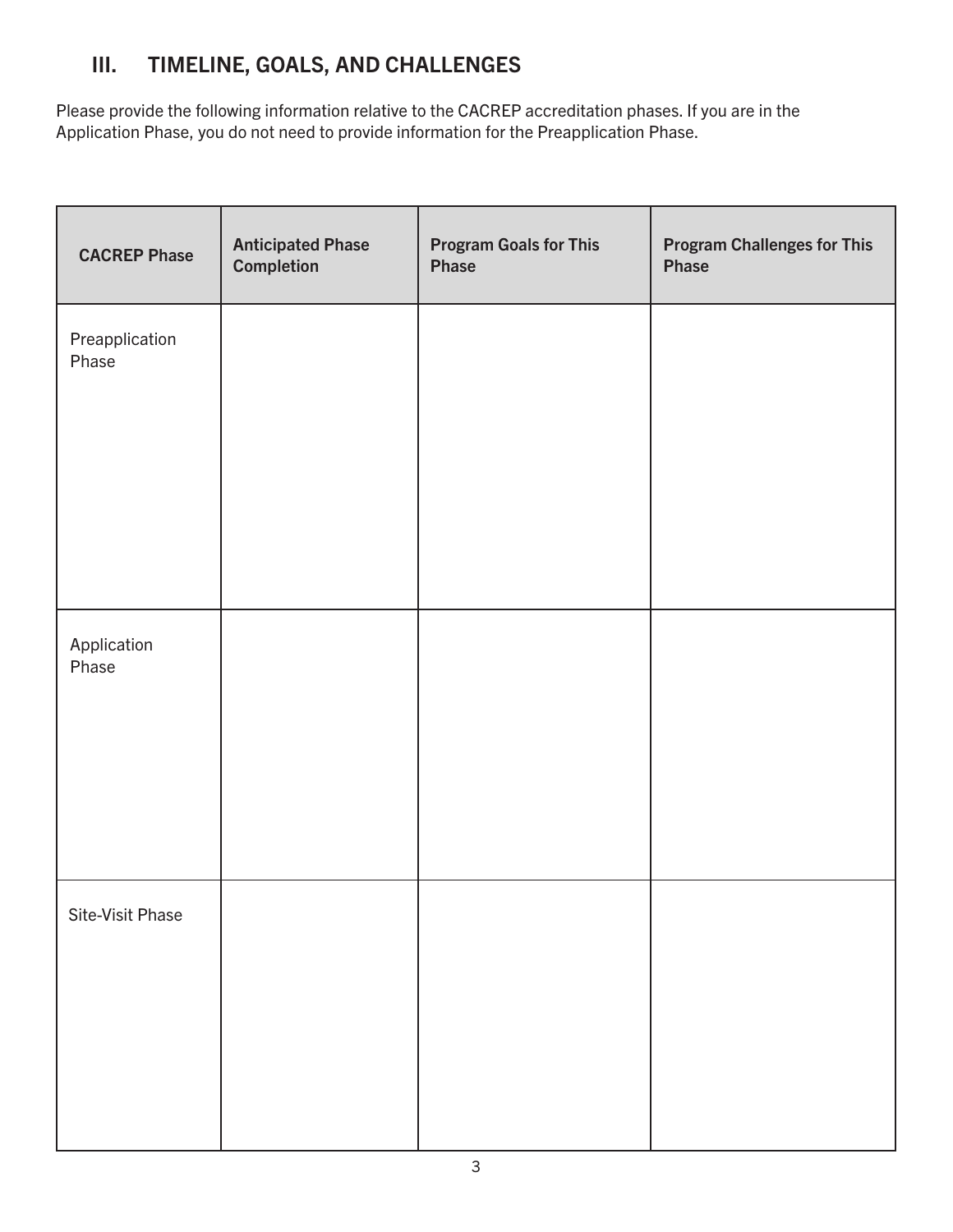## III. TIMELINE, GOALS, AND CHALLENGES

Please provide the following information relative to the CACREP accreditation phases. If you are in the Application Phase, you do not need to provide information for the Preapplication Phase.

| CACREP Phase | Anticipated Phase Completion | Program Goals for This Phase | Program Challenges for This Phase |
|---|---|---|---|
| Preapplication Phase | | | |
| Application Phase | | | |
| Site-Visit Phase | | | |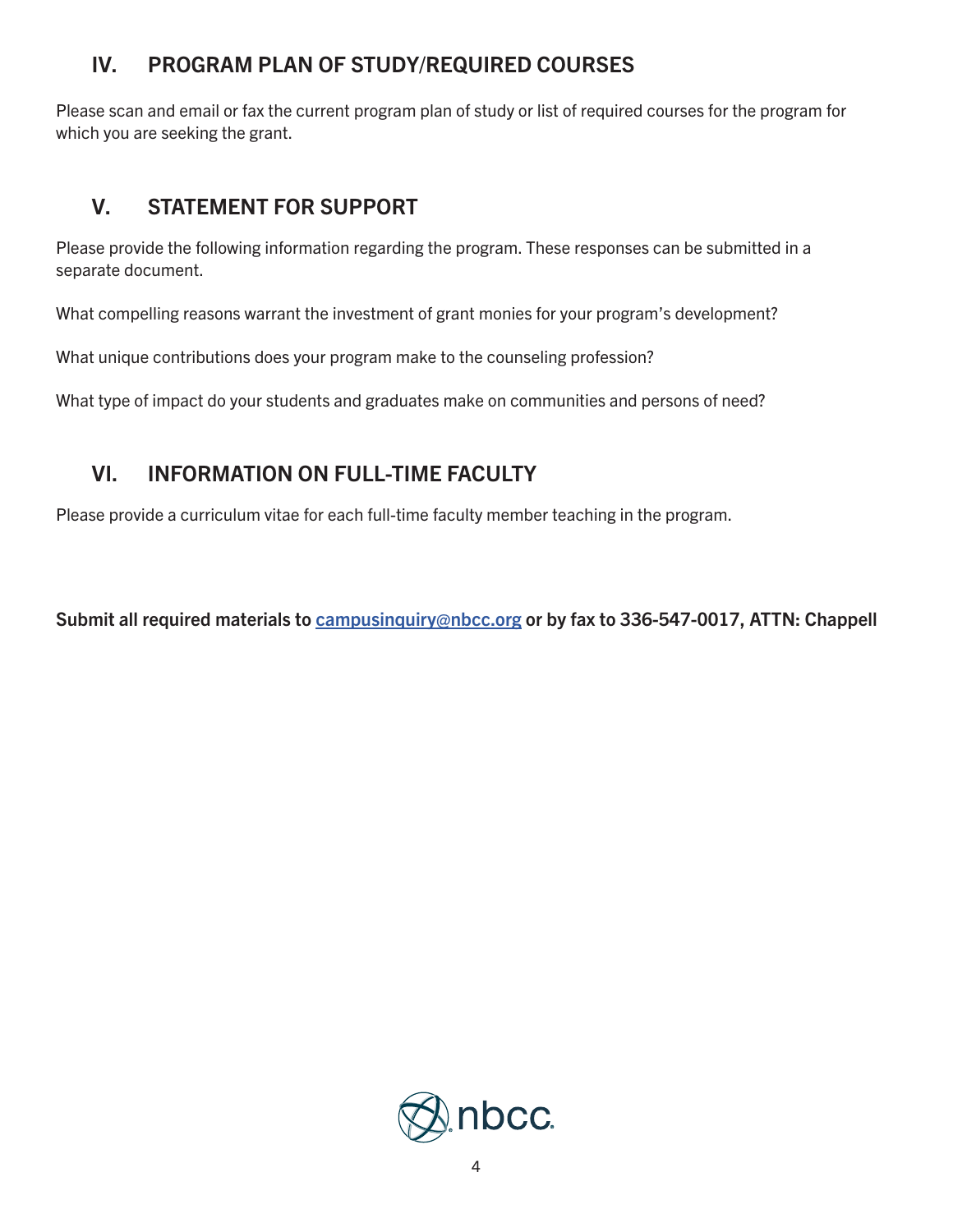## IV. PROGRAM PLAN OF STUDY/REQUIRED COURSES

Please scan and email or fax the current program plan of study or list of required courses for the program for which you are seeking the grant.

## V. STATEMENT FOR SUPPORT

Please provide the following information regarding the program. These responses can be submitted in a separate document.

What compelling reasons warrant the investment of grant monies for your program's development?

What unique contributions does your program make to the counseling profession?

What type of impact do your students and graduates make on communities and persons of need?

## VI. INFORMATION ON FULL-TIME FACULTY

Please provide a curriculum vitae for each full-time faculty member teaching in the program.

**Submit all required materials to campusinquiry@nbcc.org or by fax to 336-547-0017, ATTN: Chappell**